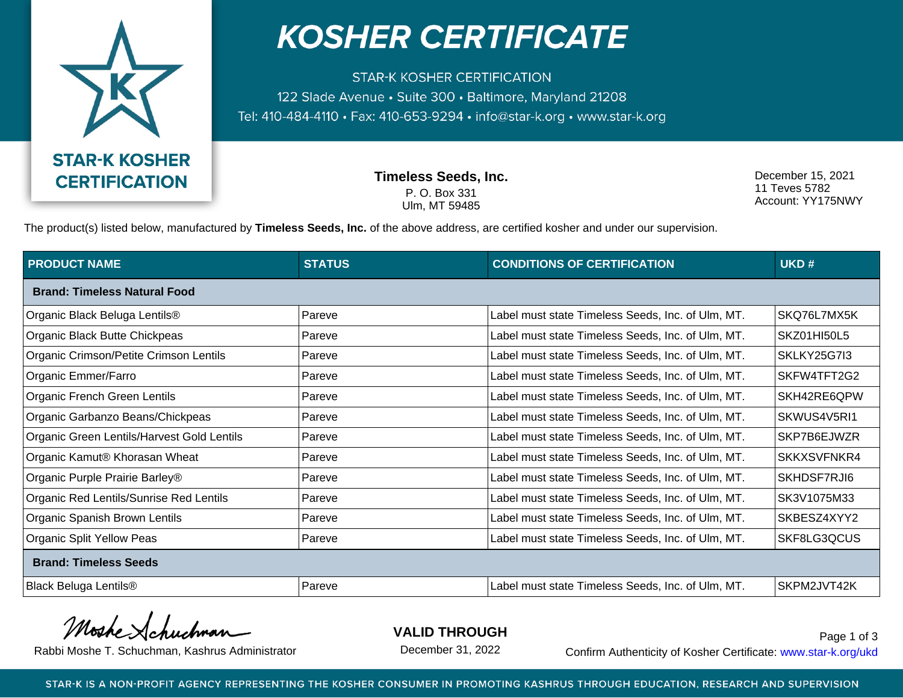# KOSHER CERTIFICATE

STAR-K KOSHER CERTIFICATION
122 Slade Avenue • Suite 300 • Baltimore, Maryland 21208
Tel: 410-484-4110 • Fax: 410-653-9294 • info@star-k.org • www.star-k.org

STAR-K KOSHER CERTIFICATION

**Timeless Seeds, Inc.**
P. O. Box 331
Ulm, MT 59485

December 15, 2021
11 Teves 5782
Account: YY175NWY

The product(s) listed below, manufactured by **Timeless Seeds, Inc.** of the above address, are certified kosher and under our supervision.

| PRODUCT NAME | STATUS | CONDITIONS OF CERTIFICATION | UKD # |
|---|---|---|---|
| **Brand: Timeless Natural Food** | | | |
| Organic Black Beluga Lentils® | Pareve | Label must state Timeless Seeds, Inc. of Ulm, MT. | SKQ76L7MX5K |
| Organic Black Butte Chickpeas | Pareve | Label must state Timeless Seeds, Inc. of Ulm, MT. | SKZ01HI50L5 |
| Organic Crimson/Petite Crimson Lentils | Pareve | Label must state Timeless Seeds, Inc. of Ulm, MT. | SKLKY25G7I3 |
| Organic Emmer/Farro | Pareve | Label must state Timeless Seeds, Inc. of Ulm, MT. | SKFW4TFT2G2 |
| Organic French Green Lentils | Pareve | Label must state Timeless Seeds, Inc. of Ulm, MT. | SKH42RE6QPW |
| Organic Garbanzo Beans/Chickpeas | Pareve | Label must state Timeless Seeds, Inc. of Ulm, MT. | SKWUS4V5RI1 |
| Organic Green Lentils/Harvest Gold Lentils | Pareve | Label must state Timeless Seeds, Inc. of Ulm, MT. | SKP7B6EJWZR |
| Organic Kamut® Khorasan Wheat | Pareve | Label must state Timeless Seeds, Inc. of Ulm, MT. | SKKXSVFNKR4 |
| Organic Purple Prairie Barley® | Pareve | Label must state Timeless Seeds, Inc. of Ulm, MT. | SKHDSF7RJI6 |
| Organic Red Lentils/Sunrise Red Lentils | Pareve | Label must state Timeless Seeds, Inc. of Ulm, MT. | SK3V1075M33 |
| Organic Spanish Brown Lentils | Pareve | Label must state Timeless Seeds, Inc. of Ulm, MT. | SKBESZ4XYY2 |
| Organic Split Yellow Peas | Pareve | Label must state Timeless Seeds, Inc. of Ulm, MT. | SKF8LG3QCUS |
| **Brand: Timeless Seeds** | | | |
| Black Beluga Lentils® | Pareve | Label must state Timeless Seeds, Inc. of Ulm, MT. | SKPM2JVT42K |

Moshe Schuchman
Rabbi Moshe T. Schuchman, Kashrus Administrator

**VALID THROUGH**
December 31, 2022

Confirm Authenticity of Kosher Certificate: www.star-k.org/ukd

STAR-K IS A NON-PROFIT AGENCY REPRESENTING THE KOSHER CONSUMER IN PROMOTING KASHRUS THROUGH EDUCATION, RESEARCH AND SUPERVISION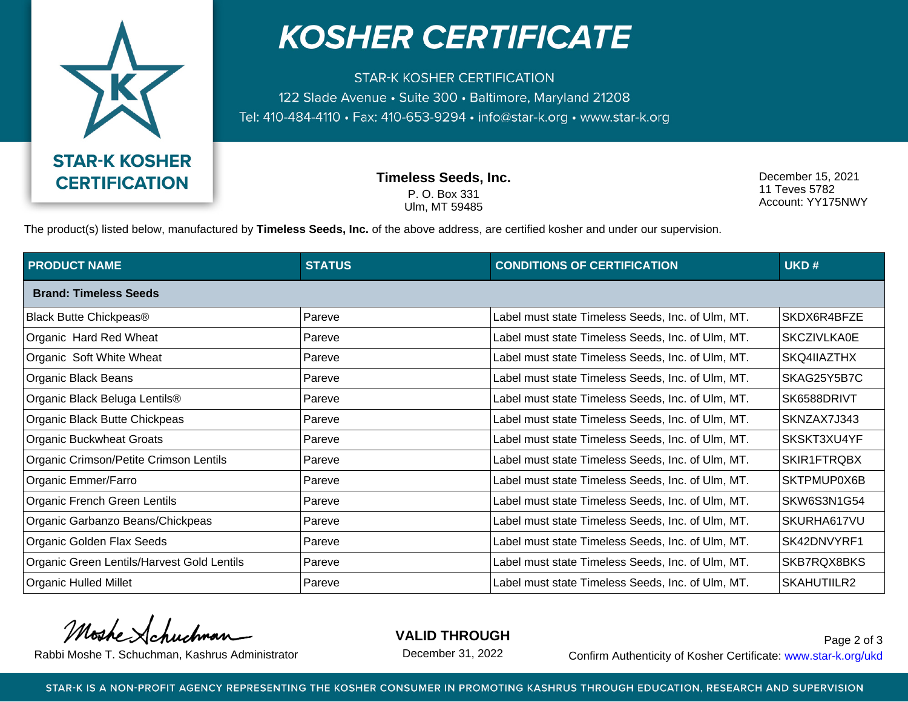# KOSHER CERTIFICATE

STAR-K KOSHER CERTIFICATION
122 Slade Avenue • Suite 300 • Baltimore, Maryland 21208
Tel: 410-484-4110 • Fax: 410-653-9294 • info@star-k.org • www.star-k.org

**STAR-K KOSHER CERTIFICATION**

**Timeless Seeds, Inc.**
P. O. Box 331
Ulm, MT 59485

December 15, 2021
11 Teves 5782
Account: YY175NWY

The product(s) listed below, manufactured by **Timeless Seeds, Inc.** of the above address, are certified kosher and under our supervision.

| PRODUCT NAME | STATUS | CONDITIONS OF CERTIFICATION | UKD # |
|---|---|---|---|
| **Brand: Timeless Seeds** | | | |
| Black Butte Chickpeas® | Pareve | Label must state Timeless Seeds, Inc. of Ulm, MT. | SKDX6R4BFZE |
| Organic Hard Red Wheat | Pareve | Label must state Timeless Seeds, Inc. of Ulm, MT. | SKCZIVLKA0E |
| Organic Soft White Wheat | Pareve | Label must state Timeless Seeds, Inc. of Ulm, MT. | SKQ4IIAZTHX |
| Organic Black Beans | Pareve | Label must state Timeless Seeds, Inc. of Ulm, MT. | SKAG25Y5B7C |
| Organic Black Beluga Lentils® | Pareve | Label must state Timeless Seeds, Inc. of Ulm, MT. | SK6588DRIVT |
| Organic Black Butte Chickpeas | Pareve | Label must state Timeless Seeds, Inc. of Ulm, MT. | SKNZAX7J343 |
| Organic Buckwheat Groats | Pareve | Label must state Timeless Seeds, Inc. of Ulm, MT. | SKSKT3XU4YF |
| Organic Crimson/Petite Crimson Lentils | Pareve | Label must state Timeless Seeds, Inc. of Ulm, MT. | SKIR1FTRQBX |
| Organic Emmer/Farro | Pareve | Label must state Timeless Seeds, Inc. of Ulm, MT. | SKTPMUP0X6B |
| Organic French Green Lentils | Pareve | Label must state Timeless Seeds, Inc. of Ulm, MT. | SKW6S3N1G54 |
| Organic Garbanzo Beans/Chickpeas | Pareve | Label must state Timeless Seeds, Inc. of Ulm, MT. | SKURHA617VU |
| Organic Golden Flax Seeds | Pareve | Label must state Timeless Seeds, Inc. of Ulm, MT. | SK42DNVYRF1 |
| Organic Green Lentils/Harvest Gold Lentils | Pareve | Label must state Timeless Seeds, Inc. of Ulm, MT. | SKB7RQX8BKS |
| Organic Hulled Millet | Pareve | Label must state Timeless Seeds, Inc. of Ulm, MT. | SKAHUTIILR2 |

Rabbi Moshe T. Schuchman, Kashrus Administrator

**VALID THROUGH**
December 31, 2022

Confirm Authenticity of Kosher Certificate: www.star-k.org/ukd

STAR-K IS A NON-PROFIT AGENCY REPRESENTING THE KOSHER CONSUMER IN PROMOTING KASHRUS THROUGH EDUCATION, RESEARCH AND SUPERVISION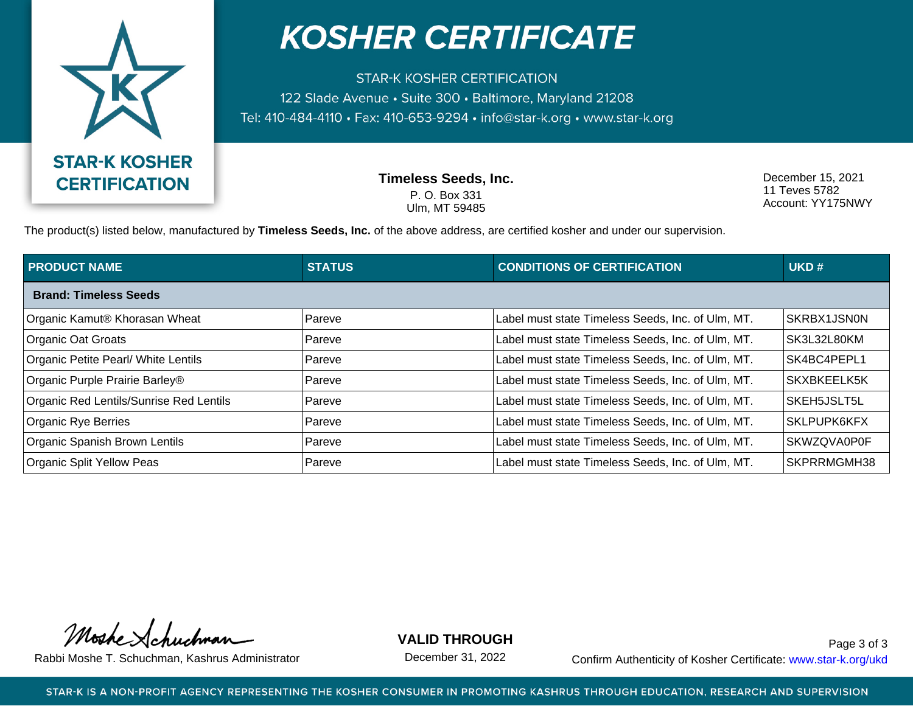# KOSHER CERTIFICATE

STAR-K KOSHER CERTIFICATION
122 Slade Avenue • Suite 300 • Baltimore, Maryland 21208
Tel: 410-484-4110 • Fax: 410-653-9294 • info@star-k.org • www.star-k.org

STAR-K KOSHER CERTIFICATION

**Timeless Seeds, Inc.**
P. O. Box 331
Ulm, MT 59485

December 15, 2021
11 Teves 5782
Account: YY175NWY

The product(s) listed below, manufactured by **Timeless Seeds, Inc.** of the above address, are certified kosher and under our supervision.

| PRODUCT NAME | STATUS | CONDITIONS OF CERTIFICATION | UKD # |
|---|---|---|---|
| **Brand: Timeless Seeds** | | | |
| Organic Kamut® Khorasan Wheat | Pareve | Label must state Timeless Seeds, Inc. of Ulm, MT. | SKRBX1JSN0N |
| Organic Oat Groats | Pareve | Label must state Timeless Seeds, Inc. of Ulm, MT. | SK3L32L80KM |
| Organic Petite Pearl/ White Lentils | Pareve | Label must state Timeless Seeds, Inc. of Ulm, MT. | SK4BC4PEPL1 |
| Organic Purple Prairie Barley® | Pareve | Label must state Timeless Seeds, Inc. of Ulm, MT. | SKXBKEELK5K |
| Organic Red Lentils/Sunrise Red Lentils | Pareve | Label must state Timeless Seeds, Inc. of Ulm, MT. | SKEH5JSLT5L |
| Organic Rye Berries | Pareve | Label must state Timeless Seeds, Inc. of Ulm, MT. | SKLPUPK6KFX |
| Organic Spanish Brown Lentils | Pareve | Label must state Timeless Seeds, Inc. of Ulm, MT. | SKWZQVA0P0F |
| Organic Split Yellow Peas | Pareve | Label must state Timeless Seeds, Inc. of Ulm, MT. | SKPRRMGMH38 |

Moshe Schuchman
Rabbi Moshe T. Schuchman, Kashrus Administrator

**VALID THROUGH**
December 31, 2022

Confirm Authenticity of Kosher Certificate: www.star-k.org/ukd

STAR-K IS A NON-PROFIT AGENCY REPRESENTING THE KOSHER CONSUMER IN PROMOTING KASHRUS THROUGH EDUCATION, RESEARCH AND SUPERVISION